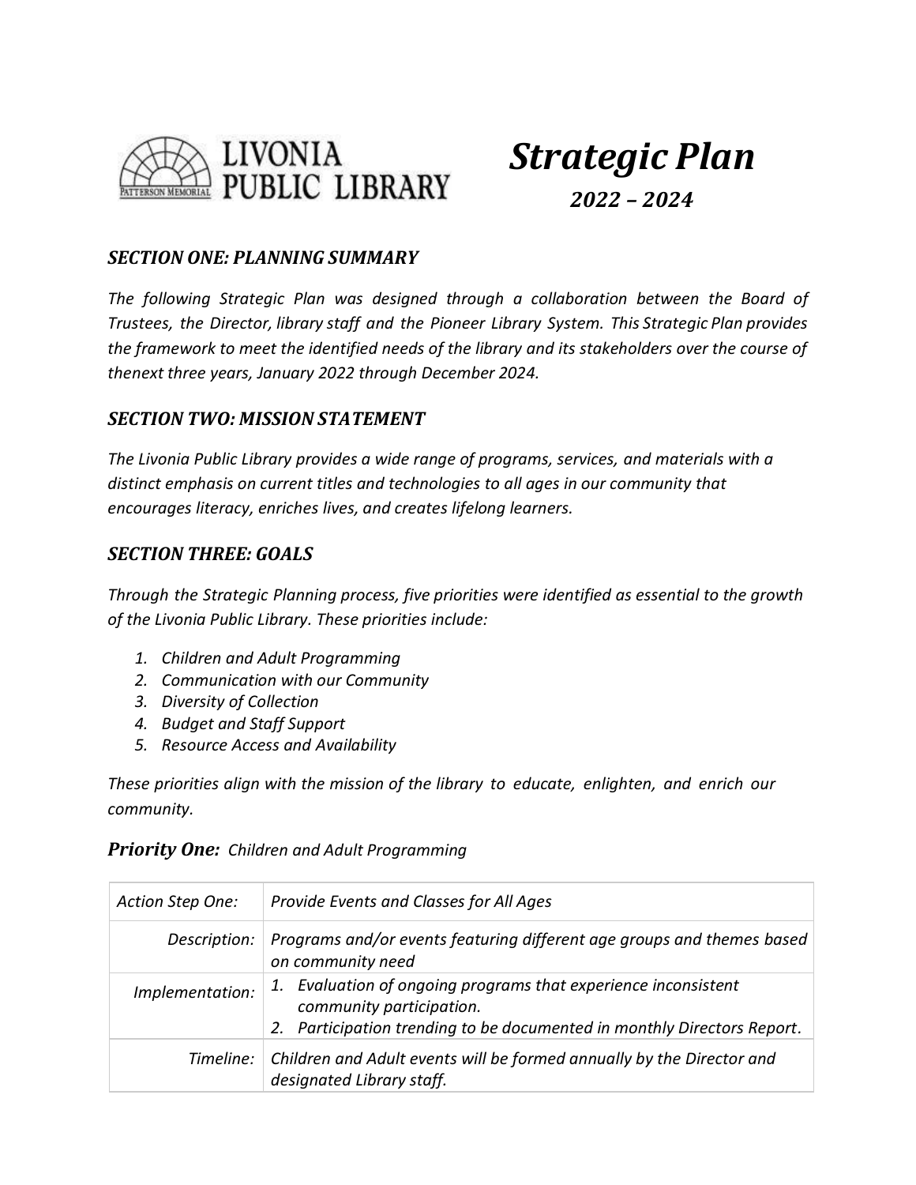LIVONIA PUBLIC LIBRARY

PATTERSON MEMORIAL

# *Strategic Plan*

## *2022 – 2024*

### *SECTION ONE: PLANNING SUMMARY*

*The following Strategic Plan was designed through a collaboration between the Board of Trustees, the Director, library staff and the Pioneer Library System. This Strategic Plan provides the framework to meet the identified needs of the library and its stakeholders over the course of thenext three years, January 2022 through December 2024.*

### *SECTION TWO: MISSION STATEMENT*

*The Livonia Public Library provides a wide range of programs, services, and materials with a distinct emphasis on current titles and technologies to all ages in our community that encourages literacy, enriches lives, and creates lifelong learners.*

### *SECTION THREE: GOALS*

*Through the Strategic Planning process, five priorities were identified as essential to the growth of the Livonia Public Library. These priorities include:*

1. *Children and Adult Programming*
2. *Communication with our Community*
3. *Diversity of Collection*
4. *Budget and Staff Support*
5. *Resource Access and Availability*

*These priorities align with the mission of the library to educate, enlighten, and enrich our community.*

***Priority One:*** *Children and Adult Programming*

| *Action Step One:* | *Provide Events and Classes for All Ages* |
|---|---|
| *Description:* | *Programs and/or events featuring different age groups and themes based on community need* |
| *Implementation:* | *1. Evaluation of ongoing programs that experience inconsistent community participation.* <br> *2. Participation trending to be documented in monthly Directors Report.* |
| *Timeline:* | *Children and Adult events will be formed annually by the Director and designated Library staff.* |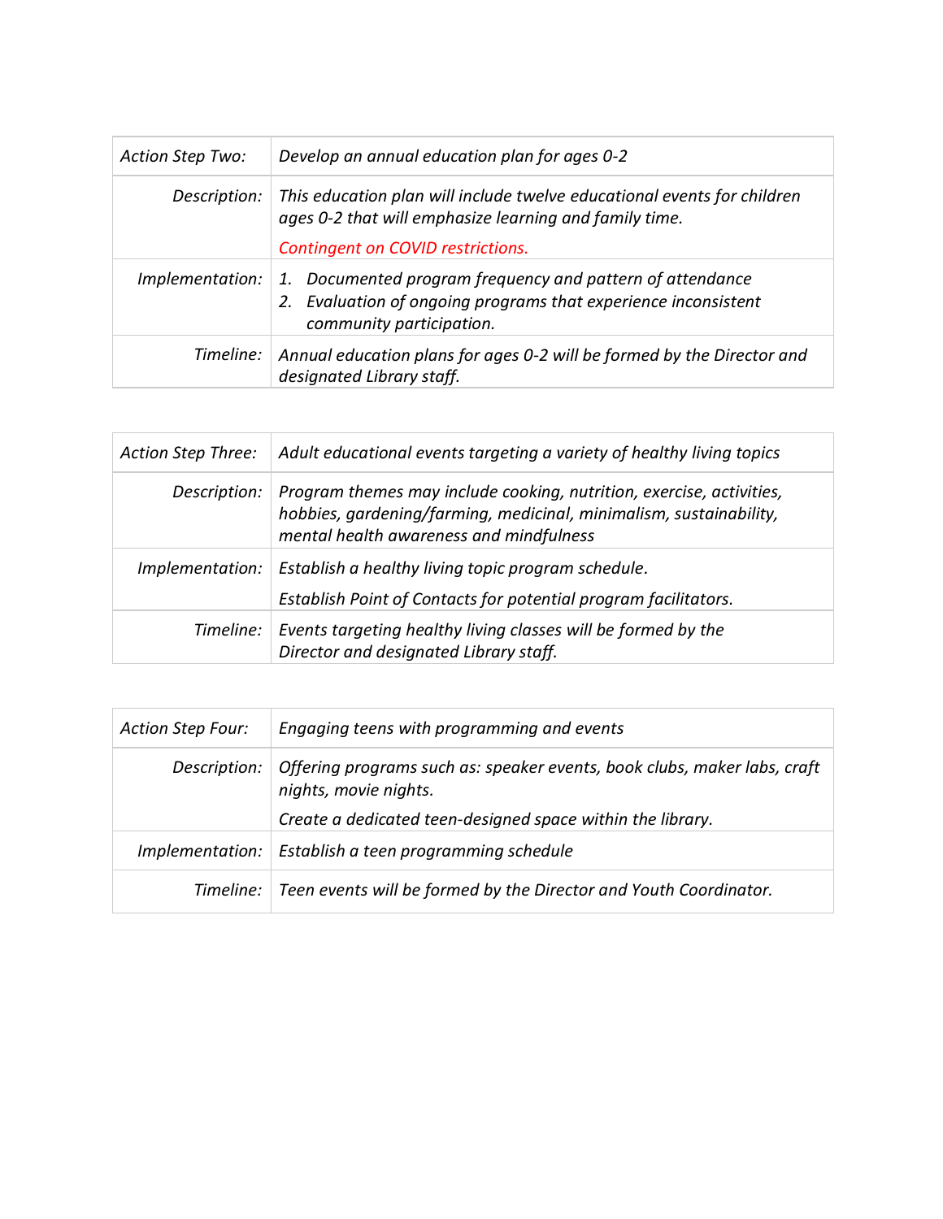| *Action Step Two:* | *Develop an annual education plan for ages 0-2* |
|---|---|
| *Description:* | *This education plan will include twelve educational events for children ages 0-2 that will emphasize learning and family time.*<br><br>*Contingent on COVID restrictions.* |
| *Implementation:* | *1. Documented program frequency and pattern of attendance*<br>*2. Evaluation of ongoing programs that experience inconsistent community participation.* |
| *Timeline:* | *Annual education plans for ages 0-2 will be formed by the Director and designated Library staff.* |

| *Action Step Three:* | *Adult educational events targeting a variety of healthy living topics* |
|---|---|
| *Description:* | *Program themes may include cooking, nutrition, exercise, activities, hobbies, gardening/farming, medicinal, minimalism, sustainability, mental health awareness and mindfulness* |
| *Implementation:* | *Establish a healthy living topic program schedule.*<br><br>*Establish Point of Contacts for potential program facilitators.* |
| *Timeline:* | *Events targeting healthy living classes will be formed by the Director and designated Library staff.* |

| *Action Step Four:* | *Engaging teens with programming and events* |
|---|---|
| *Description:* | *Offering programs such as: speaker events, book clubs, maker labs, craft nights, movie nights.*<br><br>*Create a dedicated teen-designed space within the library.* |
| *Implementation:* | *Establish a teen programming schedule* |
| *Timeline:* | *Teen events will be formed by the Director and Youth Coordinator.* |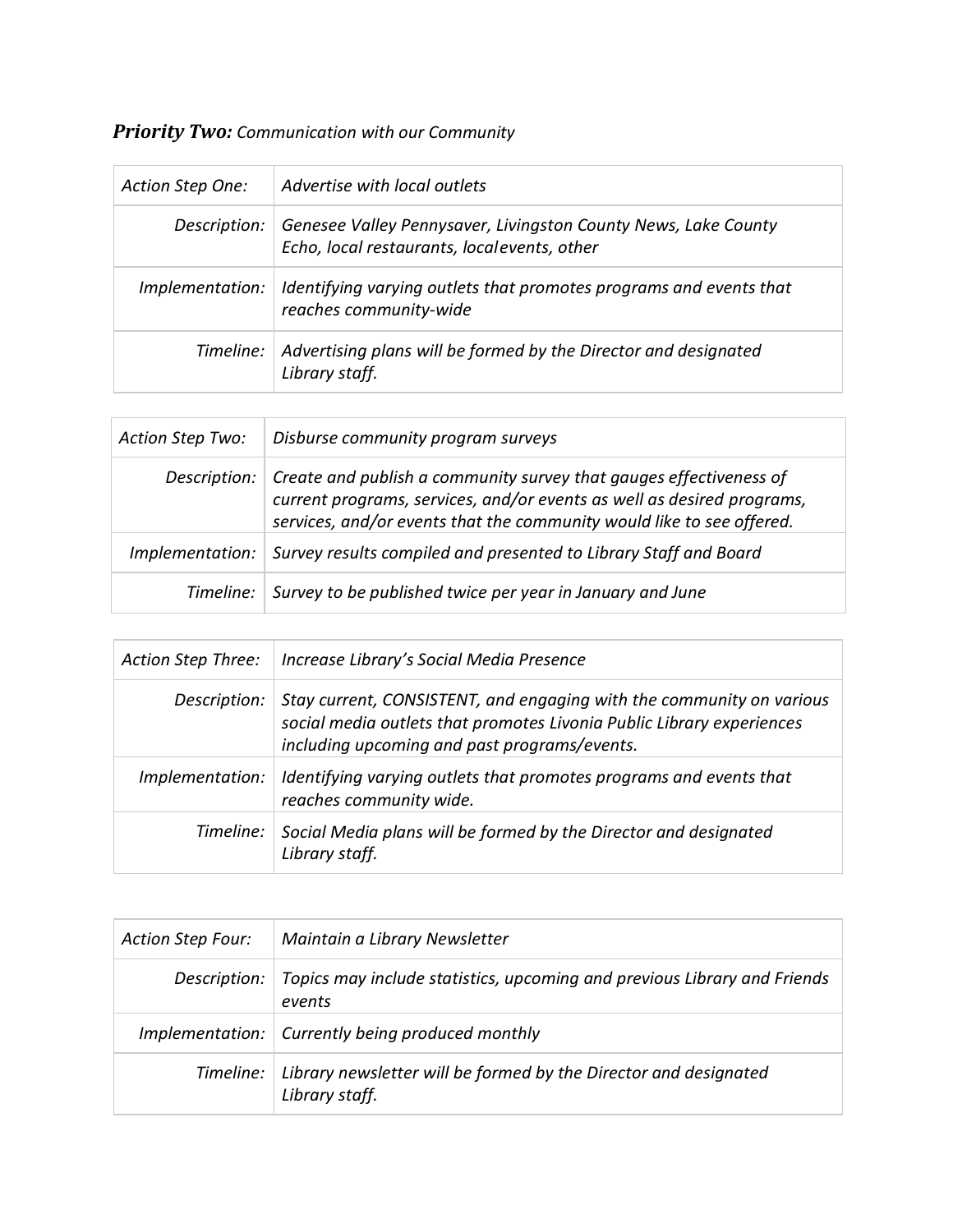***Priority Two:*** *Communication with our Community*

| *Action Step One:* | *Advertise with local outlets* |
|---|---|
| *Description:* | *Genesee Valley Pennysaver, Livingston County News, Lake County Echo, local restaurants, localevents, other* |
| *Implementation:* | *Identifying varying outlets that promotes programs and events that reaches community-wide* |
| *Timeline:* | *Advertising plans will be formed by the Director and designated Library staff.* |

| *Action Step Two:* | *Disburse community program surveys* |
|---|---|
| *Description:* | *Create and publish a community survey that gauges effectiveness of current programs, services, and/or events as well as desired programs, services, and/or events that the community would like to see offered.* |
| *Implementation:* | *Survey results compiled and presented to Library Staff and Board* |
| *Timeline:* | *Survey to be published twice per year in January and June* |

| *Action Step Three:* | *Increase Library's Social Media Presence* |
|---|---|
| *Description:* | *Stay current, CONSISTENT, and engaging with the community on various social media outlets that promotes Livonia Public Library experiences including upcoming and past programs/events.* |
| *Implementation:* | *Identifying varying outlets that promotes programs and events that reaches community wide.* |
| *Timeline:* | *Social Media plans will be formed by the Director and designated Library staff.* |

| *Action Step Four:* | *Maintain a Library Newsletter* |
|---|---|
| *Description:* | *Topics may include statistics, upcoming and previous Library and Friends events* |
| *Implementation:* | *Currently being produced monthly* |
| *Timeline:* | *Library newsletter will be formed by the Director and designated Library staff.* |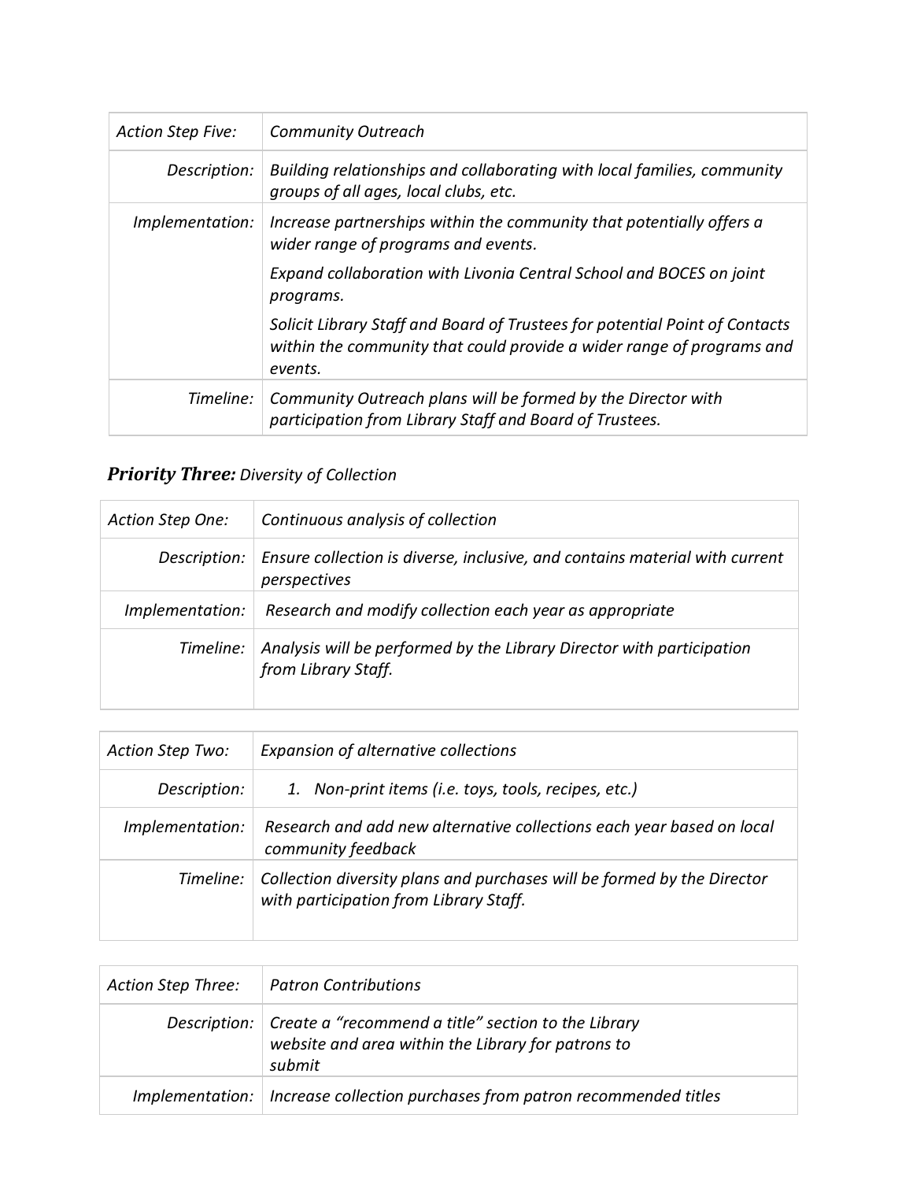| *Action Step Five:* | *Community Outreach* |
| --- | --- |
| *Description:* | *Building relationships and collaborating with local families, community groups of all ages, local clubs, etc.* |
| *Implementation:* | *Increase partnerships within the community that potentially offers a wider range of programs and events.*<br>*Expand collaboration with Livonia Central School and BOCES on joint programs.*<br>*Solicit Library Staff and Board of Trustees for potential Point of Contacts within the community that could provide a wider range of programs and events.* |
| *Timeline:* | *Community Outreach plans will be formed by the Director with participation from Library Staff and Board of Trustees.* |

## ***Priority Three:*** *Diversity of Collection*

| *Action Step One:* | *Continuous analysis of collection* |
| --- | --- |
| *Description:* | *Ensure collection is diverse, inclusive, and contains material with current perspectives* |
| *Implementation:* | *Research and modify collection each year as appropriate* |
| *Timeline:* | *Analysis will be performed by the Library Director with participation from Library Staff.* |

| *Action Step Two:* | *Expansion of alternative collections* |
| --- | --- |
| *Description:* | *1. Non-print items (i.e. toys, tools, recipes, etc.)* |
| *Implementation:* | *Research and add new alternative collections each year based on local community feedback* |
| *Timeline:* | *Collection diversity plans and purchases will be formed by the Director with participation from Library Staff.* |

| *Action Step Three:* | *Patron Contributions* |
| --- | --- |
| *Description:* | *Create a "recommend a title" section to the Library website and area within the Library for patrons to submit* |
| *Implementation:* | *Increase collection purchases from patron recommended titles* |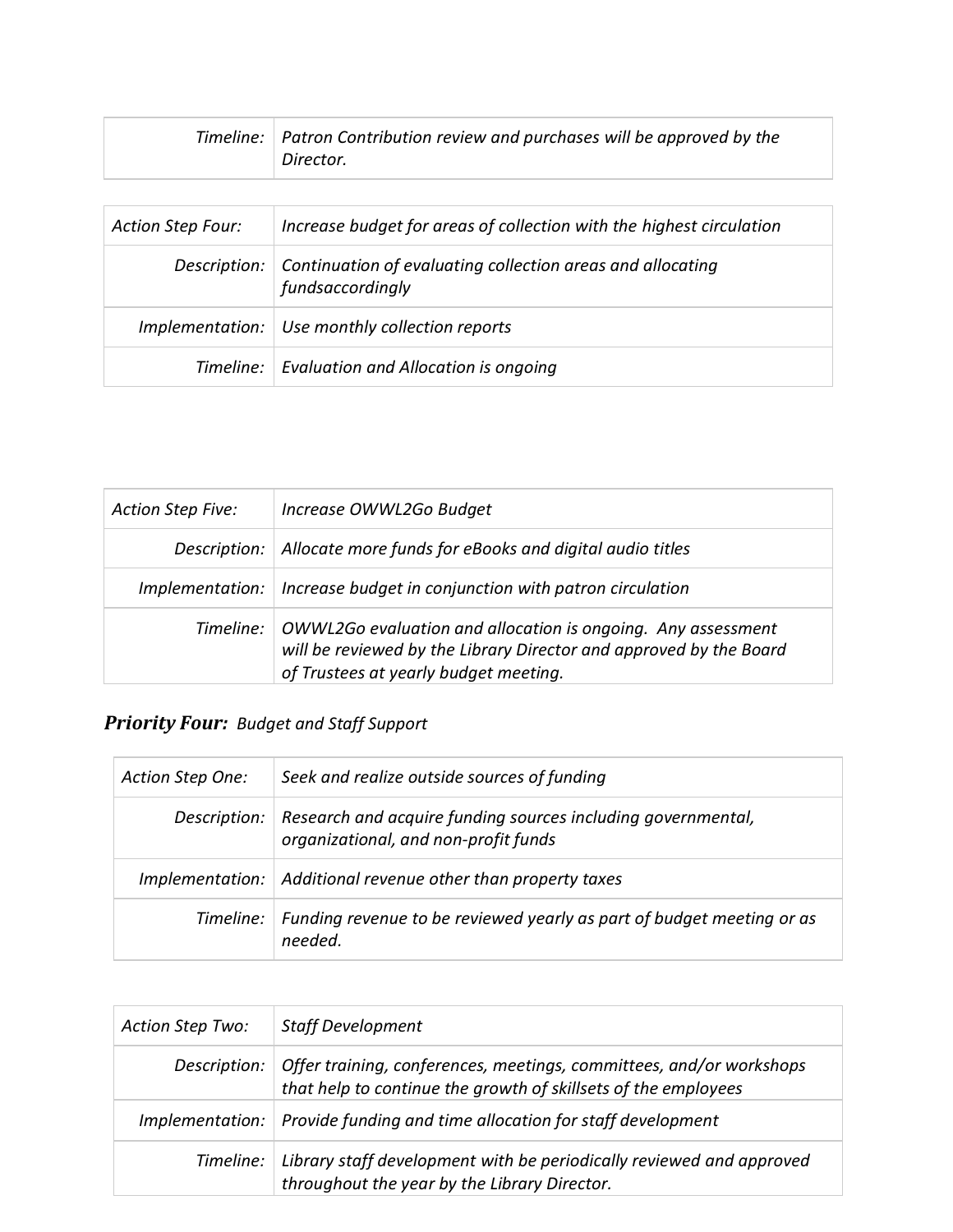| | |
|---|---|
| *Timeline:* | *Patron Contribution review and purchases will be approved by the Director.* |

| | |
|---|---|
| *Action Step Four:* | *Increase budget for areas of collection with the highest circulation* |
| *Description:* | *Continuation of evaluating collection areas and allocating fundsaccordingly* |
| *Implementation:* | *Use monthly collection reports* |
| *Timeline:* | *Evaluation and Allocation is ongoing* |

| | |
|---|---|
| *Action Step Five:* | *Increase OWWL2Go Budget* |
| *Description:* | *Allocate more funds for eBooks and digital audio titles* |
| *Implementation:* | *Increase budget in conjunction with patron circulation* |
| *Timeline:* | *OWWL2Go evaluation and allocation is ongoing. Any assessment will be reviewed by the Library Director and approved by the Board of Trustees at yearly budget meeting.* |

### ***Priority Four:*** *Budget and Staff Support*

| | |
|---|---|
| *Action Step One:* | *Seek and realize outside sources of funding* |
| *Description:* | *Research and acquire funding sources including governmental, organizational, and non-profit funds* |
| *Implementation:* | *Additional revenue other than property taxes* |
| *Timeline:* | *Funding revenue to be reviewed yearly as part of budget meeting or as needed.* |

| | |
|---|---|
| *Action Step Two:* | *Staff Development* |
| *Description:* | *Offer training, conferences, meetings, committees, and/or workshops that help to continue the growth of skillsets of the employees* |
| *Implementation:* | *Provide funding and time allocation for staff development* |
| *Timeline:* | *Library staff development with be periodically reviewed and approved throughout the year by the Library Director.* |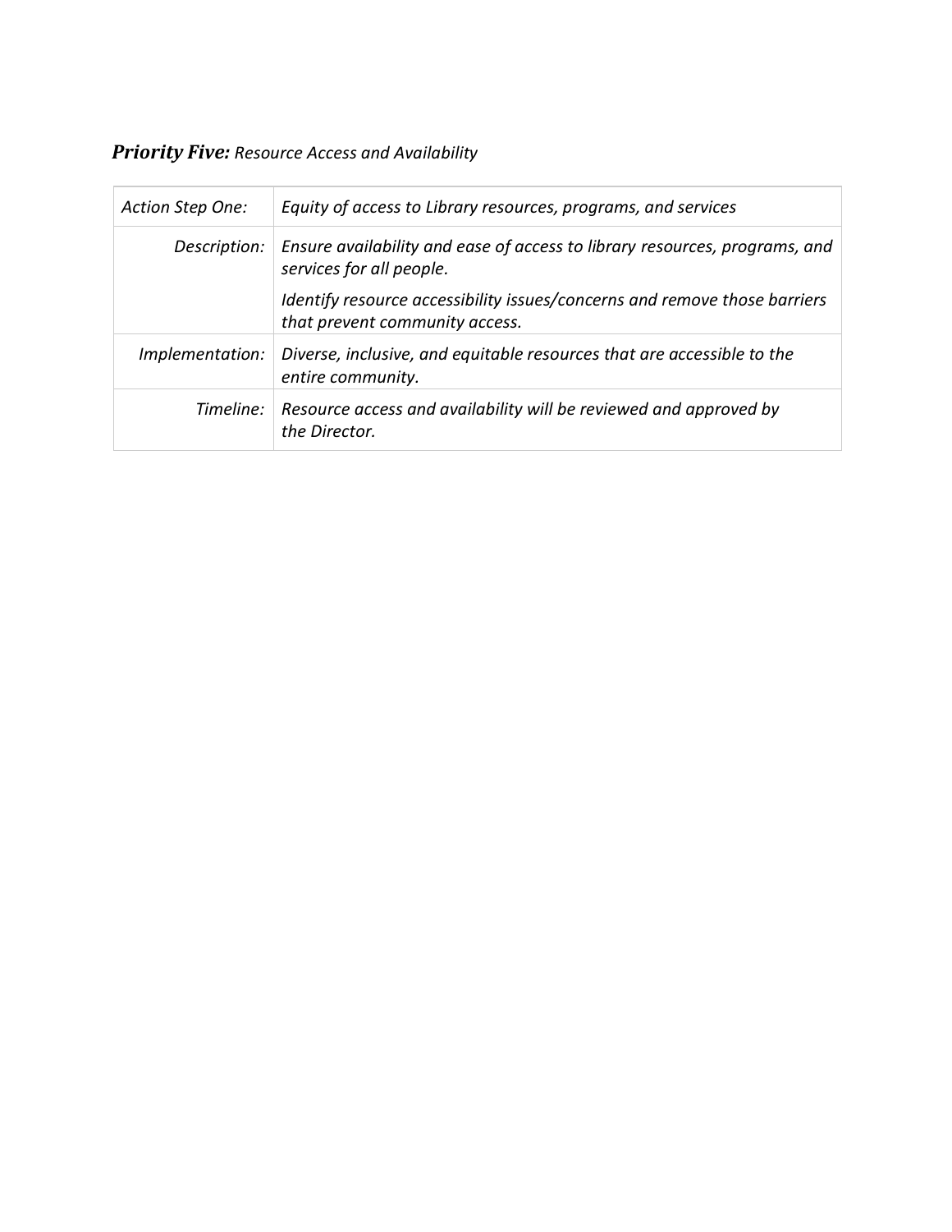***Priority Five:*** *Resource Access and Availability*

| | |
|---|---|
| *Action Step One:* | *Equity of access to Library resources, programs, and services* |
| *Description:* | *Ensure availability and ease of access to library resources, programs, and services for all people.*<br><br>*Identify resource accessibility issues/concerns and remove those barriers that prevent community access.* |
| *Implementation:* | *Diverse, inclusive, and equitable resources that are accessible to the entire community.* |
| *Timeline:* | *Resource access and availability will be reviewed and approved by the Director.* |